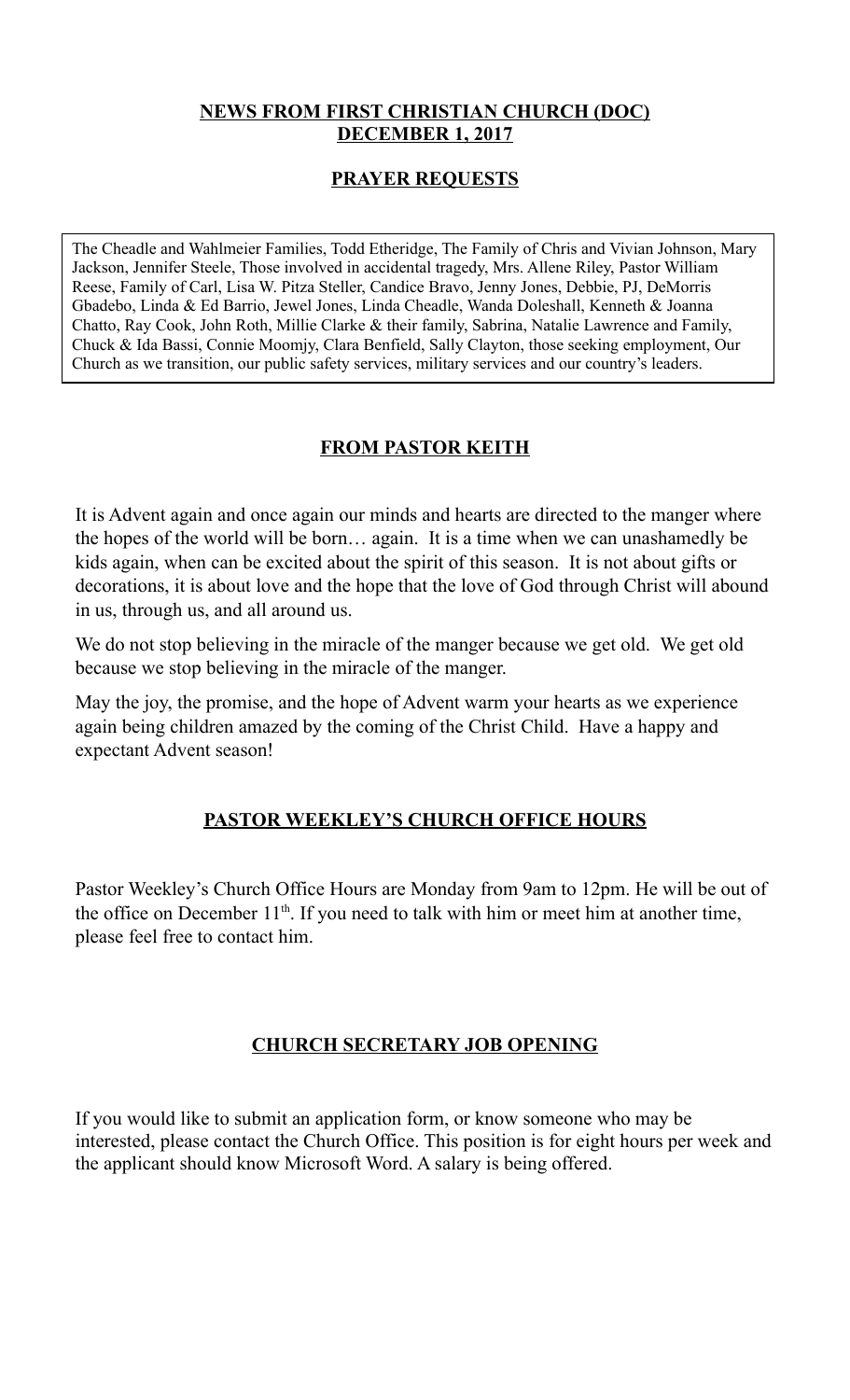## NEWS FROM FIRST CHRISTIAN CHURCH (DOC)
## DECEMBER 1, 2017

### PRAYER REQUESTS

The Cheadle and Wahlmeier Families, Todd Etheridge, The Family of Chris and Vivian Johnson, Mary Jackson, Jennifer Steele, Those involved in accidental tragedy, Mrs. Allene Riley, Pastor William Reese, Family of Carl, Lisa W. Pitza Steller, Candice Bravo, Jenny Jones, Debbie, PJ, DeMorris Gbadebo, Linda & Ed Barrio, Jewel Jones, Linda Cheadle, Wanda Doleshall, Kenneth & Joanna Chatto, Ray Cook, John Roth, Millie Clarke & their family, Sabrina, Natalie Lawrence and Family, Chuck & Ida Bassi, Connie Moomjy, Clara Benfield, Sally Clayton, those seeking employment, Our Church as we transition, our public safety services, military services and our country's leaders.

### FROM PASTOR KEITH

It is Advent again and once again our minds and hearts are directed to the manger where the hopes of the world will be born… again. It is a time when we can unashamedly be kids again, when can be excited about the spirit of this season. It is not about gifts or decorations, it is about love and the hope that the love of God through Christ will abound in us, through us, and all around us.

We do not stop believing in the miracle of the manger because we get old. We get old because we stop believing in the miracle of the manger.

May the joy, the promise, and the hope of Advent warm your hearts as we experience again being children amazed by the coming of the Christ Child. Have a happy and expectant Advent season!

### PASTOR WEEKLEY'S CHURCH OFFICE HOURS

Pastor Weekley's Church Office Hours are Monday from 9am to 12pm. He will be out of the office on December 11th. If you need to talk with him or meet him at another time, please feel free to contact him.

### CHURCH SECRETARY JOB OPENING

If you would like to submit an application form, or know someone who may be interested, please contact the Church Office. This position is for eight hours per week and the applicant should know Microsoft Word. A salary is being offered.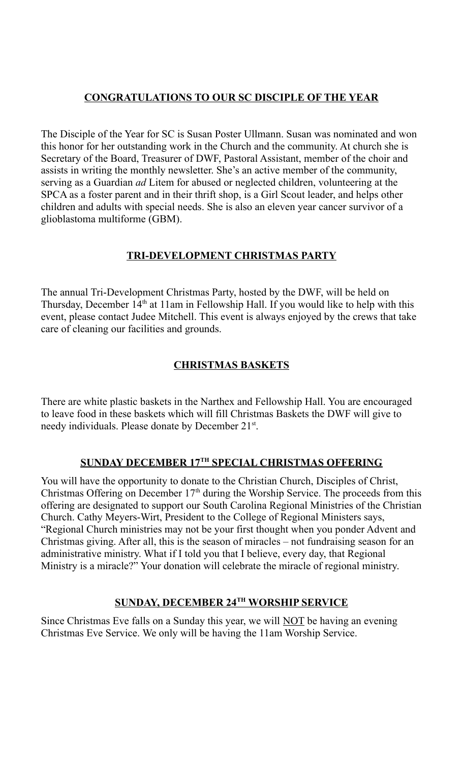## CONGRATULATIONS TO OUR SC DISCIPLE OF THE YEAR

The Disciple of the Year for SC is Susan Poster Ullmann. Susan was nominated and won this honor for her outstanding work in the Church and the community. At church she is Secretary of the Board, Treasurer of DWF, Pastoral Assistant, member of the choir and assists in writing the monthly newsletter. She's an active member of the community, serving as a Guardian *ad* Litem for abused or neglected children, volunteering at the SPCA as a foster parent and in their thrift shop, is a Girl Scout leader, and helps other children and adults with special needs. She is also an eleven year cancer survivor of a glioblastoma multiforme (GBM).

## TRI-DEVELOPMENT CHRISTMAS PARTY

The annual Tri-Development Christmas Party, hosted by the DWF, will be held on Thursday, December 14th at 11am in Fellowship Hall. If you would like to help with this event, please contact Judee Mitchell. This event is always enjoyed by the crews that take care of cleaning our facilities and grounds.

## CHRISTMAS BASKETS

There are white plastic baskets in the Narthex and Fellowship Hall. You are encouraged to leave food in these baskets which will fill Christmas Baskets the DWF will give to needy individuals. Please donate by December 21st.

## SUNDAY DECEMBER 17TH SPECIAL CHRISTMAS OFFERING

You will have the opportunity to donate to the Christian Church, Disciples of Christ, Christmas Offering on December 17th during the Worship Service. The proceeds from this offering are designated to support our South Carolina Regional Ministries of the Christian Church. Cathy Meyers-Wirt, President to the College of Regional Ministers says, "Regional Church ministries may not be your first thought when you ponder Advent and Christmas giving. After all, this is the season of miracles – not fundraising season for an administrative ministry. What if I told you that I believe, every day, that Regional Ministry is a miracle?" Your donation will celebrate the miracle of regional ministry.

## SUNDAY, DECEMBER 24TH WORSHIP SERVICE

Since Christmas Eve falls on a Sunday this year, we will <u>NOT</u> be having an evening Christmas Eve Service. We only will be having the 11am Worship Service.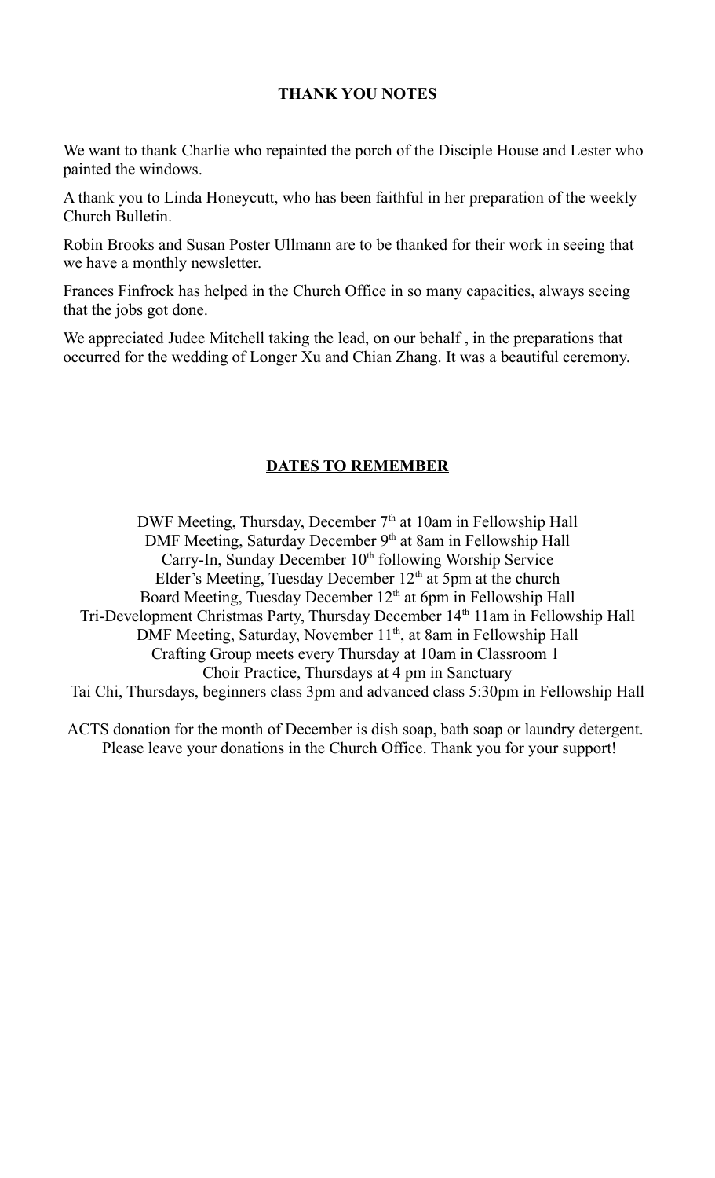## THANK YOU NOTES

We want to thank Charlie who repainted the porch of the Disciple House and Lester who painted the windows.

A thank you to Linda Honeycutt, who has been faithful in her preparation of the weekly Church Bulletin.

Robin Brooks and Susan Poster Ullmann are to be thanked for their work in seeing that we have a monthly newsletter.

Frances Finfrock has helped in the Church Office in so many capacities, always seeing that the jobs got done.

We appreciated Judee Mitchell taking the lead, on our behalf , in the preparations that occurred for the wedding of Longer Xu and Chian Zhang. It was a beautiful ceremony.

## DATES TO REMEMBER

DWF Meeting, Thursday, December 7th at 10am in Fellowship Hall
DMF Meeting, Saturday December 9th at 8am in Fellowship Hall
Carry-In, Sunday December 10th following Worship Service
Elder's Meeting, Tuesday December 12th at 5pm at the church
Board Meeting, Tuesday December 12th at 6pm in Fellowship Hall
Tri-Development Christmas Party, Thursday December 14th 11am in Fellowship Hall
DMF Meeting, Saturday, November 11th, at 8am in Fellowship Hall
Crafting Group meets every Thursday at 10am in Classroom 1
Choir Practice, Thursdays at 4 pm in Sanctuary
Tai Chi, Thursdays, beginners class 3pm and advanced class 5:30pm in Fellowship Hall

ACTS donation for the month of December is dish soap, bath soap or laundry detergent. Please leave your donations in the Church Office. Thank you for your support!